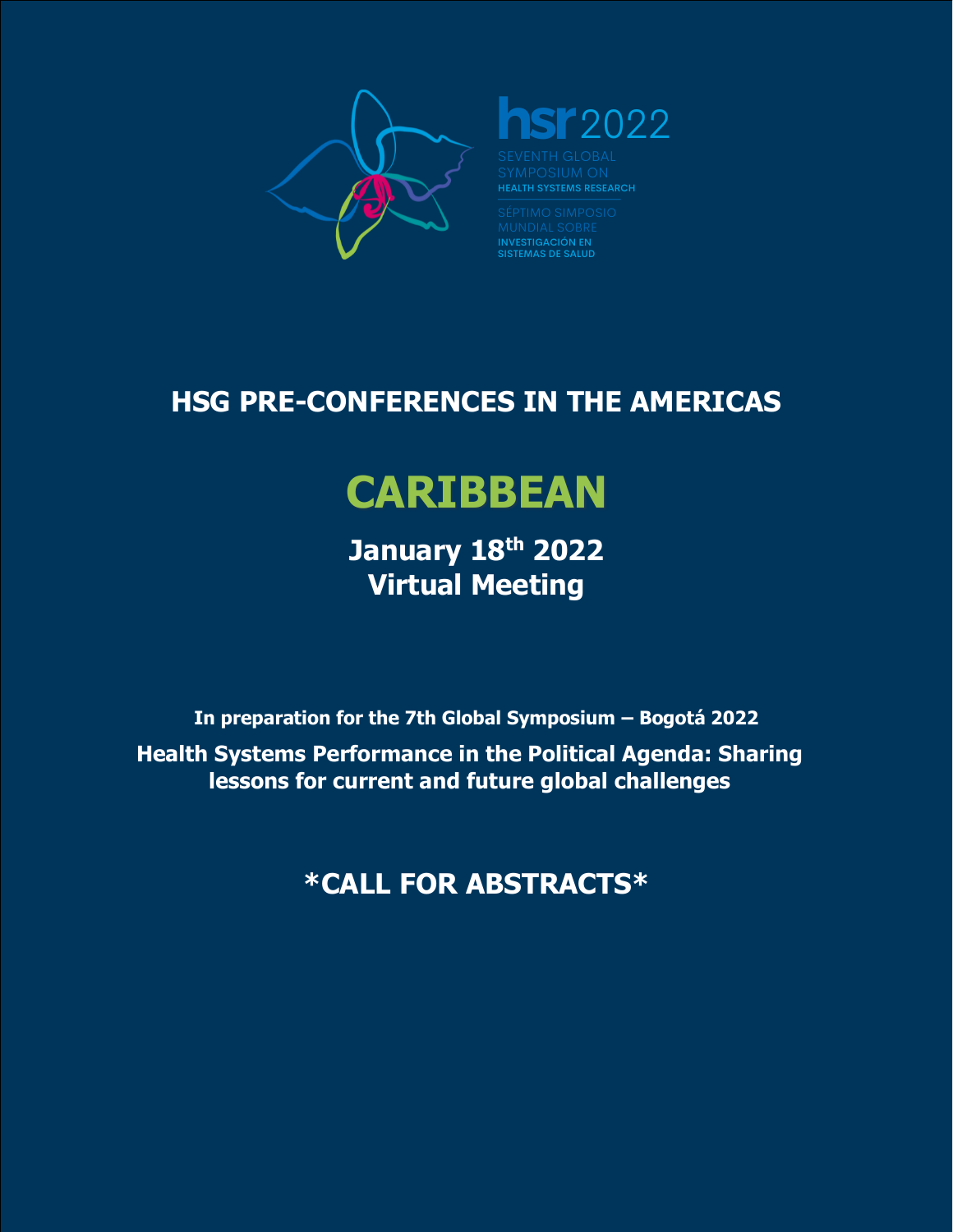hsr2022

SEVENTH GLOBAL SYMPOSIUM ON HEALTH SYSTEMS RESEARCH

SÉPTIMO SIMPOSIO MUNDIAL SOBRE INVESTIGACIÓN EN SISTEMAS DE SALUD

# HSG PRE-CONFERENCES IN THE AMERICAS

# CARIBBEAN

## January 18th 2022
## Virtual Meeting

**In preparation for the 7th Global Symposium – Bogotá 2022**

**Health Systems Performance in the Political Agenda: Sharing lessons for current and future global challenges**

## *CALL FOR ABSTRACTS*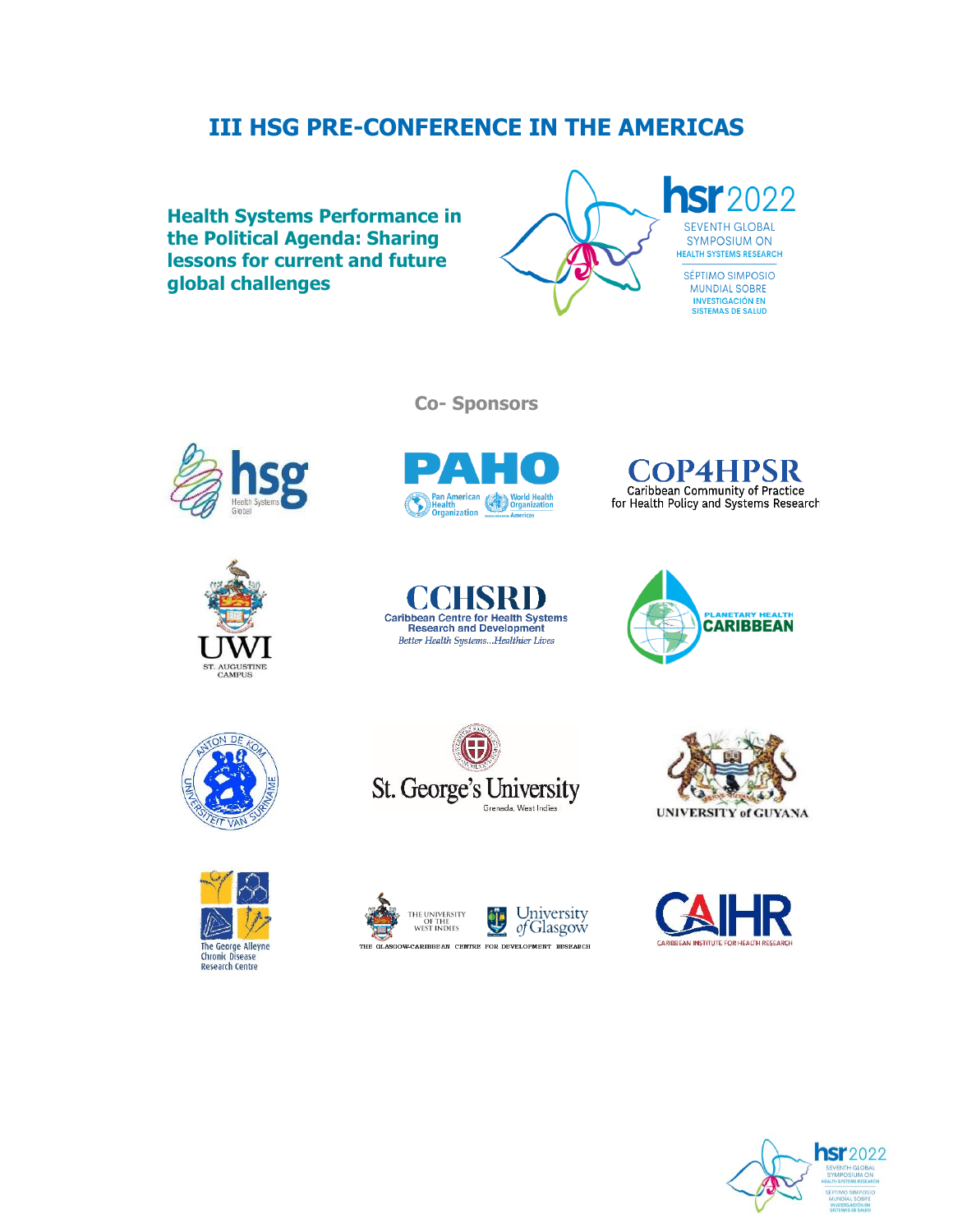# III HSG PRE-CONFERENCE IN THE AMERICAS

## Health Systems Performance in the Political Agenda: Sharing lessons for current and future global challenges

hsr2022
SEVENTH GLOBAL SYMPOSIUM ON HEALTH SYSTEMS RESEARCH
SÉPTIMO SIMPOSIO MUNDIAL SOBRE INVESTIGACIÓN EN SISTEMAS DE SALUD

### Co- Sponsors

- hsg Health Systems Global
- PAHO Pan American Health Organization / World Health Organization Americas
- CoP4HPSR Caribbean Community of Practice for Health Policy and Systems Research
- UWI St. Augustine Campus
- CCHSRD Caribbean Centre for Health Systems Research and Development — *Better Health Systems...Healthier Lives*
- Planetary Health Caribbean
- Anton de Kom Universiteit van Suriname
- St. George's University, Grenada, West Indies
- University of Guyana
- The George Alleyne Chronic Disease Research Centre
- The University of the West Indies / University of Glasgow — The Glasgow-Caribbean Centre for Development Research
- CAIHR Caribbean Institute for Health Research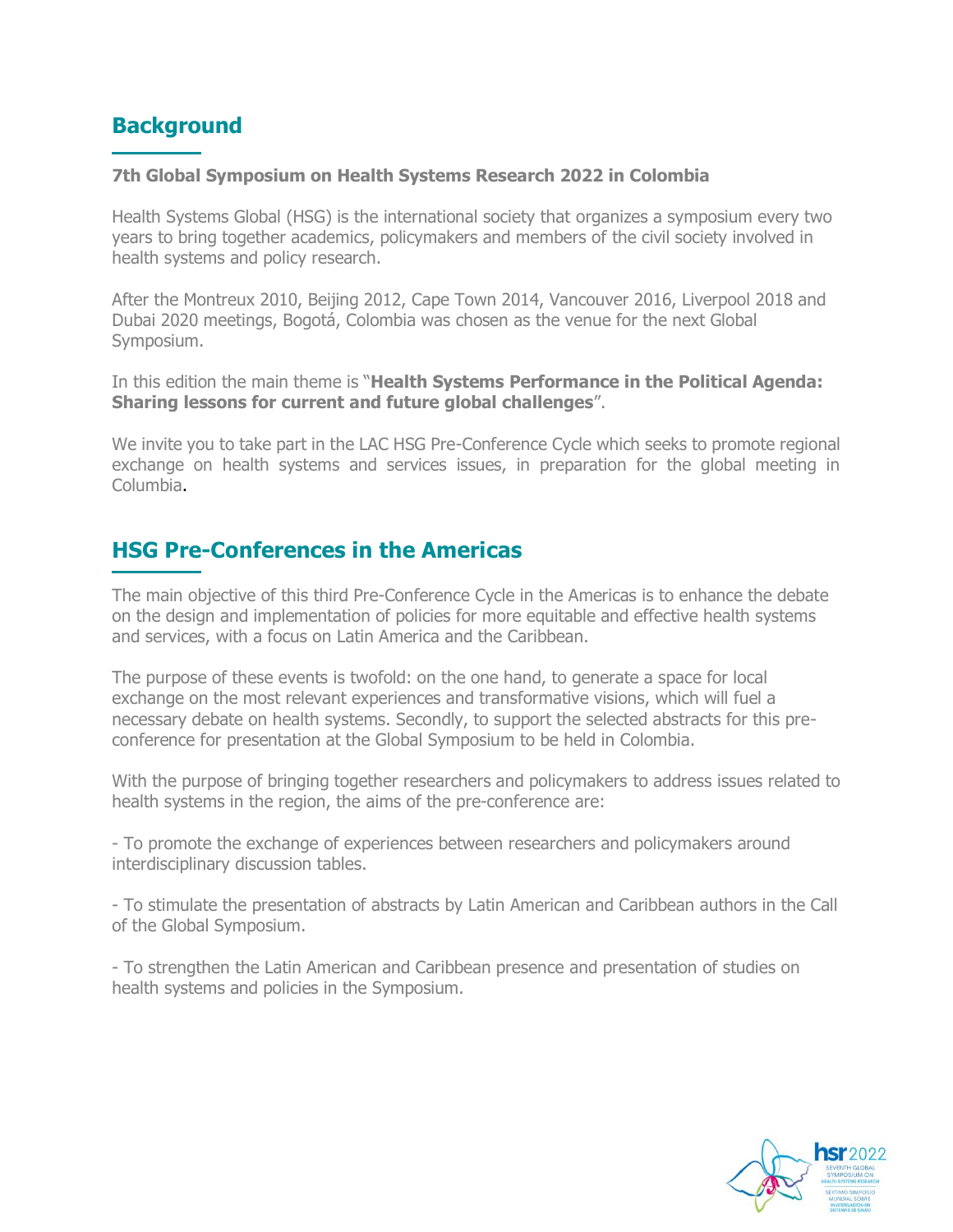## Background

**7th Global Symposium on Health Systems Research 2022 in Colombia**

Health Systems Global (HSG) is the international society that organizes a symposium every two years to bring together academics, policymakers and members of the civil society involved in health systems and policy research.

After the Montreux 2010, Beijing 2012, Cape Town 2014, Vancouver 2016, Liverpool 2018 and Dubai 2020 meetings, Bogotá, Colombia was chosen as the venue for the next Global Symposium.

In this edition the main theme is "**Health Systems Performance in the Political Agenda: Sharing lessons for current and future global challenges**".

We invite you to take part in the LAC HSG Pre-Conference Cycle which seeks to promote regional exchange on health systems and services issues, in preparation for the global meeting in Columbia.

## HSG Pre-Conferences in the Americas

The main objective of this third Pre-Conference Cycle in the Americas is to enhance the debate on the design and implementation of policies for more equitable and effective health systems and services, with a focus on Latin America and the Caribbean.

The purpose of these events is twofold: on the one hand, to generate a space for local exchange on the most relevant experiences and transformative visions, which will fuel a necessary debate on health systems. Secondly, to support the selected abstracts for this pre-conference for presentation at the Global Symposium to be held in Colombia.

With the purpose of bringing together researchers and policymakers to address issues related to health systems in the region, the aims of the pre-conference are:

- To promote the exchange of experiences between researchers and policymakers around interdisciplinary discussion tables.

- To stimulate the presentation of abstracts by Latin American and Caribbean authors in the Call of the Global Symposium.

- To strengthen the Latin American and Caribbean presence and presentation of studies on health systems and policies in the Symposium.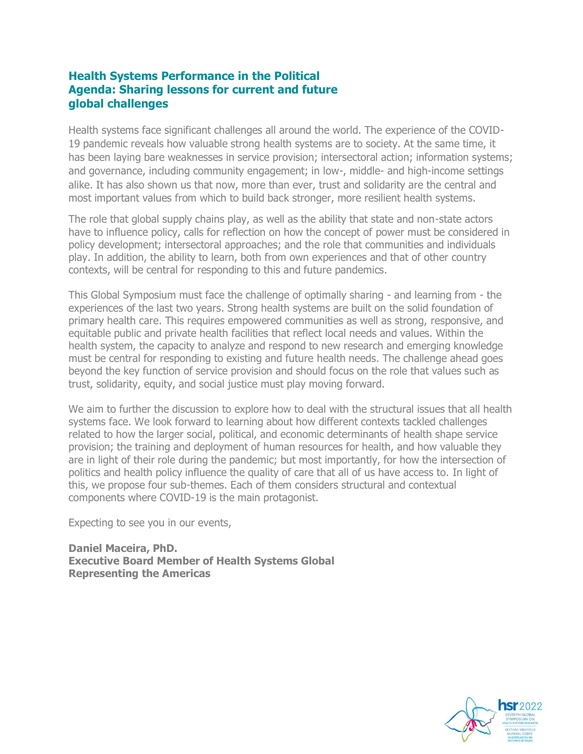## Health Systems Performance in the Political Agenda: Sharing lessons for current and future global challenges

Health systems face significant challenges all around the world. The experience of the COVID-19 pandemic reveals how valuable strong health systems are to society. At the same time, it has been laying bare weaknesses in service provision; intersectoral action; information systems; and governance, including community engagement; in low-, middle- and high-income settings alike. It has also shown us that now, more than ever, trust and solidarity are the central and most important values from which to build back stronger, more resilient health systems.

The role that global supply chains play, as well as the ability that state and non-state actors have to influence policy, calls for reflection on how the concept of power must be considered in policy development; intersectoral approaches; and the role that communities and individuals play. In addition, the ability to learn, both from own experiences and that of other country contexts, will be central for responding to this and future pandemics.

This Global Symposium must face the challenge of optimally sharing - and learning from - the experiences of the last two years. Strong health systems are built on the solid foundation of primary health care. This requires empowered communities as well as strong, responsive, and equitable public and private health facilities that reflect local needs and values. Within the health system, the capacity to analyze and respond to new research and emerging knowledge must be central for responding to existing and future health needs. The challenge ahead goes beyond the key function of service provision and should focus on the role that values such as trust, solidarity, equity, and social justice must play moving forward.

We aim to further the discussion to explore how to deal with the structural issues that all health systems face. We look forward to learning about how different contexts tackled challenges related to how the larger social, political, and economic determinants of health shape service provision; the training and deployment of human resources for health, and how valuable they are in light of their role during the pandemic; but most importantly, for how the intersection of politics and health policy influence the quality of care that all of us have access to. In light of this, we propose four sub-themes. Each of them considers structural and contextual components where COVID-19 is the main protagonist.

Expecting to see you in our events,

**Daniel Maceira, PhD.**
**Executive Board Member of Health Systems Global**
**Representing the Americas**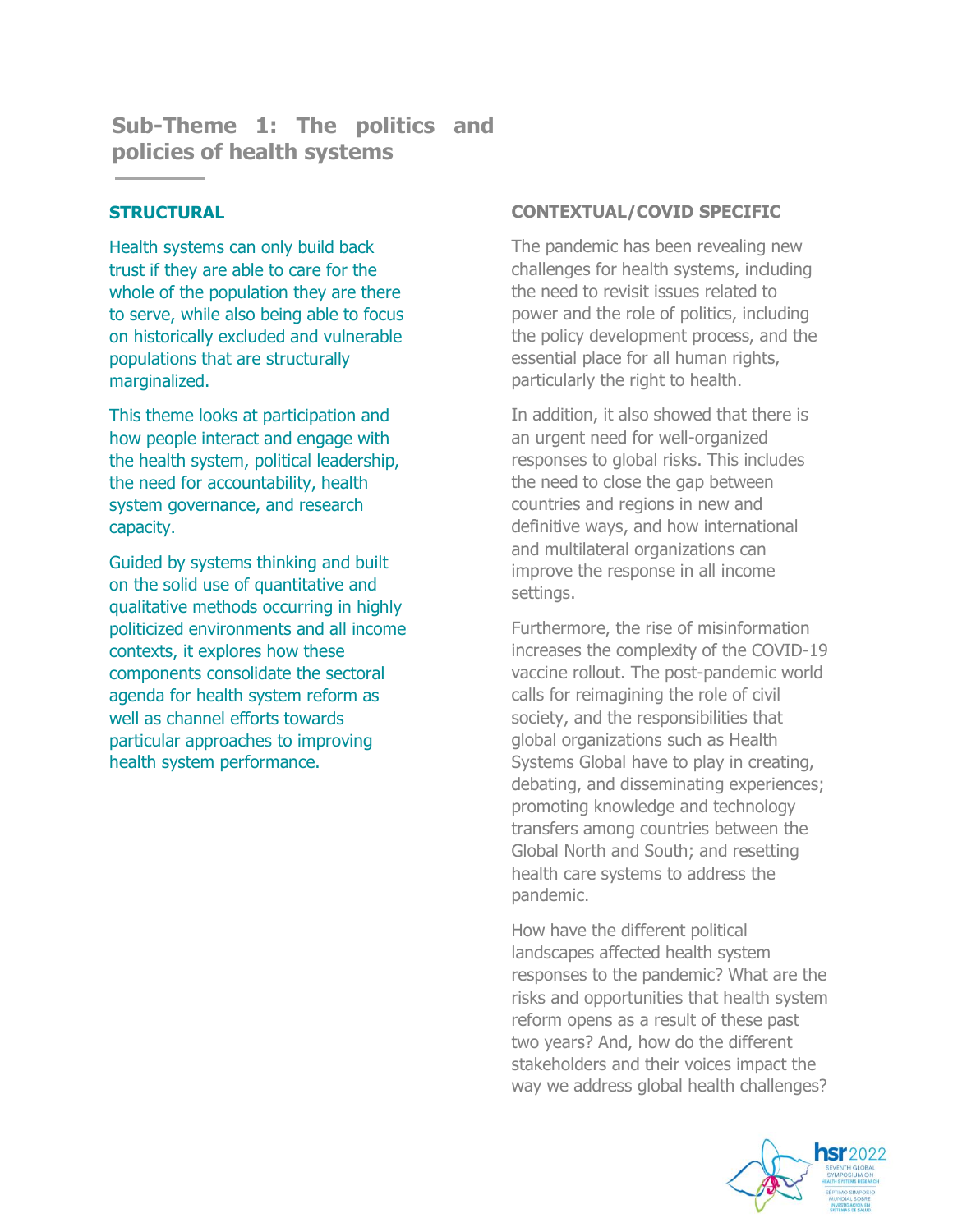## Sub-Theme 1: The politics and policies of health systems

### STRUCTURAL

Health systems can only build back trust if they are able to care for the whole of the population they are there to serve, while also being able to focus on historically excluded and vulnerable populations that are structurally marginalized.

This theme looks at participation and how people interact and engage with the health system, political leadership, the need for accountability, health system governance, and research capacity.

Guided by systems thinking and built on the solid use of quantitative and qualitative methods occurring in highly politicized environments and all income contexts, it explores how these components consolidate the sectoral agenda for health system reform as well as channel efforts towards particular approaches to improving health system performance.

### CONTEXTUAL/COVID SPECIFIC

The pandemic has been revealing new challenges for health systems, including the need to revisit issues related to power and the role of politics, including the policy development process, and the essential place for all human rights, particularly the right to health.

In addition, it also showed that there is an urgent need for well-organized responses to global risks. This includes the need to close the gap between countries and regions in new and definitive ways, and how international and multilateral organizations can improve the response in all income settings.

Furthermore, the rise of misinformation increases the complexity of the COVID-19 vaccine rollout. The post-pandemic world calls for reimagining the role of civil society, and the responsibilities that global organizations such as Health Systems Global have to play in creating, debating, and disseminating experiences; promoting knowledge and technology transfers among countries between the Global North and South; and resetting health care systems to address the pandemic.

How have the different political landscapes affected health system responses to the pandemic? What are the risks and opportunities that health system reform opens as a result of these past two years? And, how do the different stakeholders and their voices impact the way we address global health challenges?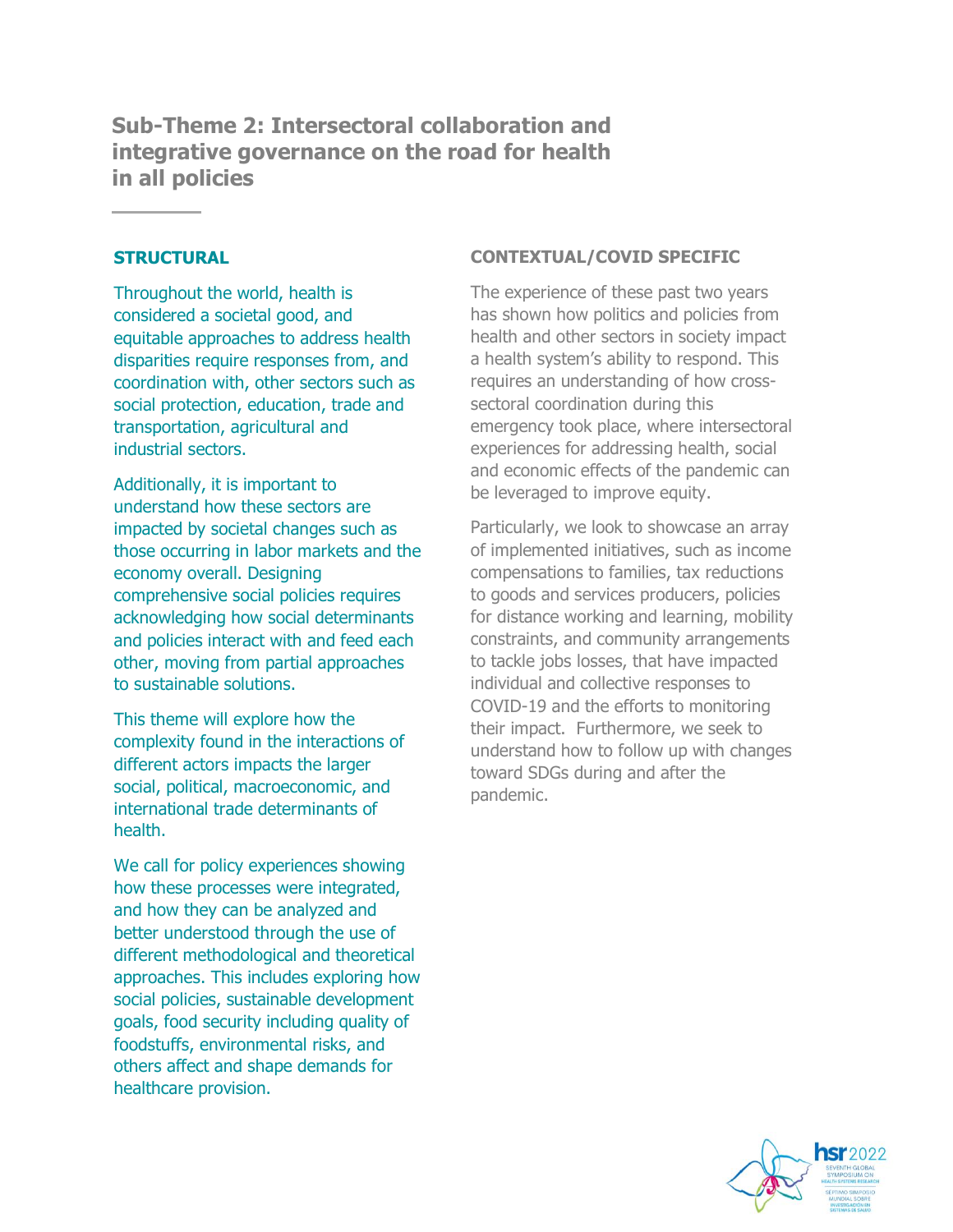## Sub-Theme 2: Intersectoral collaboration and integrative governance on the road for health in all policies

### STRUCTURAL

Throughout the world, health is considered a societal good, and equitable approaches to address health disparities require responses from, and coordination with, other sectors such as social protection, education, trade and transportation, agricultural and industrial sectors.

Additionally, it is important to understand how these sectors are impacted by societal changes such as those occurring in labor markets and the economy overall. Designing comprehensive social policies requires acknowledging how social determinants and policies interact with and feed each other, moving from partial approaches to sustainable solutions.

This theme will explore how the complexity found in the interactions of different actors impacts the larger social, political, macroeconomic, and international trade determinants of health.

We call for policy experiences showing how these processes were integrated, and how they can be analyzed and better understood through the use of different methodological and theoretical approaches. This includes exploring how social policies, sustainable development goals, food security including quality of foodstuffs, environmental risks, and others affect and shape demands for healthcare provision.

### CONTEXTUAL/COVID SPECIFIC

The experience of these past two years has shown how politics and policies from health and other sectors in society impact a health system's ability to respond. This requires an understanding of how cross-sectoral coordination during this emergency took place, where intersectoral experiences for addressing health, social and economic effects of the pandemic can be leveraged to improve equity.

Particularly, we look to showcase an array of implemented initiatives, such as income compensations to families, tax reductions to goods and services producers, policies for distance working and learning, mobility constraints, and community arrangements to tackle jobs losses, that have impacted individual and collective responses to COVID-19 and the efforts to monitoring their impact. Furthermore, we seek to understand how to follow up with changes toward SDGs during and after the pandemic.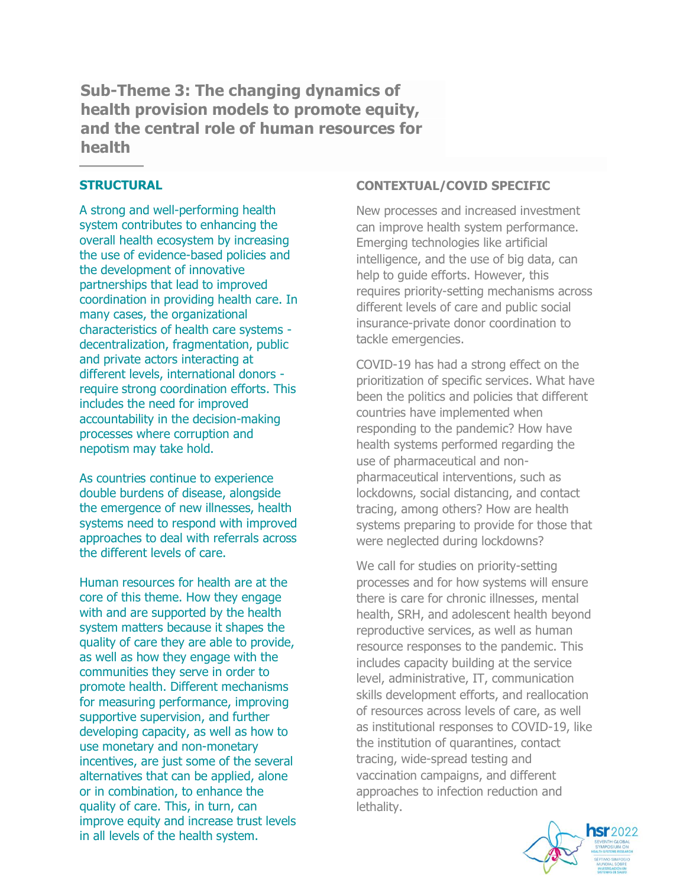## Sub-Theme 3: The changing dynamics of health provision models to promote equity, and the central role of human resources for health

### STRUCTURAL

A strong and well-performing health system contributes to enhancing the overall health ecosystem by increasing the use of evidence-based policies and the development of innovative partnerships that lead to improved coordination in providing health care. In many cases, the organizational characteristics of health care systems - decentralization, fragmentation, public and private actors interacting at different levels, international donors - require strong coordination efforts. This includes the need for improved accountability in the decision-making processes where corruption and nepotism may take hold.

As countries continue to experience double burdens of disease, alongside the emergence of new illnesses, health systems need to respond with improved approaches to deal with referrals across the different levels of care.

Human resources for health are at the core of this theme. How they engage with and are supported by the health system matters because it shapes the quality of care they are able to provide, as well as how they engage with the communities they serve in order to promote health. Different mechanisms for measuring performance, improving supportive supervision, and further developing capacity, as well as how to use monetary and non-monetary incentives, are just some of the several alternatives that can be applied, alone or in combination, to enhance the quality of care. This, in turn, can improve equity and increase trust levels in all levels of the health system.

### CONTEXTUAL/COVID SPECIFIC

New processes and increased investment can improve health system performance. Emerging technologies like artificial intelligence, and the use of big data, can help to guide efforts. However, this requires priority-setting mechanisms across different levels of care and public social insurance-private donor coordination to tackle emergencies.

COVID-19 has had a strong effect on the prioritization of specific services. What have been the politics and policies that different countries have implemented when responding to the pandemic? How have health systems performed regarding the use of pharmaceutical and non-pharmaceutical interventions, such as lockdowns, social distancing, and contact tracing, among others? How are health systems preparing to provide for those that were neglected during lockdowns?

We call for studies on priority-setting processes and for how systems will ensure there is care for chronic illnesses, mental health, SRH, and adolescent health beyond reproductive services, as well as human resource responses to the pandemic. This includes capacity building at the service level, administrative, IT, communication skills development efforts, and reallocation of resources across levels of care, as well as institutional responses to COVID-19, like the institution of quarantines, contact tracing, wide-spread testing and vaccination campaigns, and different approaches to infection reduction and lethality.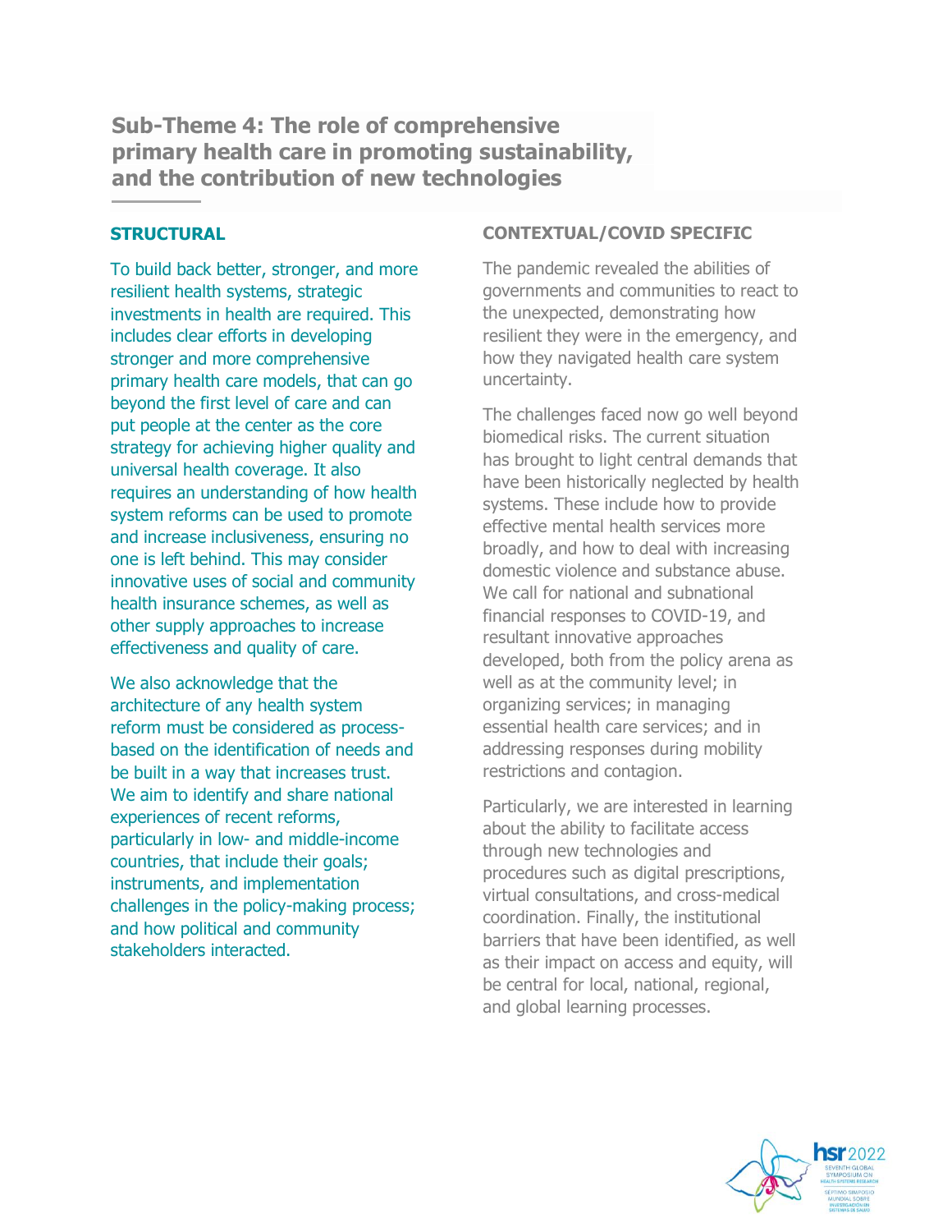## Sub-Theme 4: The role of comprehensive primary health care in promoting sustainability, and the contribution of new technologies

### STRUCTURAL

To build back better, stronger, and more resilient health systems, strategic investments in health are required. This includes clear efforts in developing stronger and more comprehensive primary health care models, that can go beyond the first level of care and can put people at the center as the core strategy for achieving higher quality and universal health coverage. It also requires an understanding of how health system reforms can be used to promote and increase inclusiveness, ensuring no one is left behind. This may consider innovative uses of social and community health insurance schemes, as well as other supply approaches to increase effectiveness and quality of care.

We also acknowledge that the architecture of any health system reform must be considered as process-based on the identification of needs and be built in a way that increases trust. We aim to identify and share national experiences of recent reforms, particularly in low- and middle-income countries, that include their goals; instruments, and implementation challenges in the policy-making process; and how political and community stakeholders interacted.

### CONTEXTUAL/COVID SPECIFIC

The pandemic revealed the abilities of governments and communities to react to the unexpected, demonstrating how resilient they were in the emergency, and how they navigated health care system uncertainty.

The challenges faced now go well beyond biomedical risks. The current situation has brought to light central demands that have been historically neglected by health systems. These include how to provide effective mental health services more broadly, and how to deal with increasing domestic violence and substance abuse. We call for national and subnational financial responses to COVID-19, and resultant innovative approaches developed, both from the policy arena as well as at the community level; in organizing services; in managing essential health care services; and in addressing responses during mobility restrictions and contagion.

Particularly, we are interested in learning about the ability to facilitate access through new technologies and procedures such as digital prescriptions, virtual consultations, and cross-medical coordination. Finally, the institutional barriers that have been identified, as well as their impact on access and equity, will be central for local, national, regional, and global learning processes.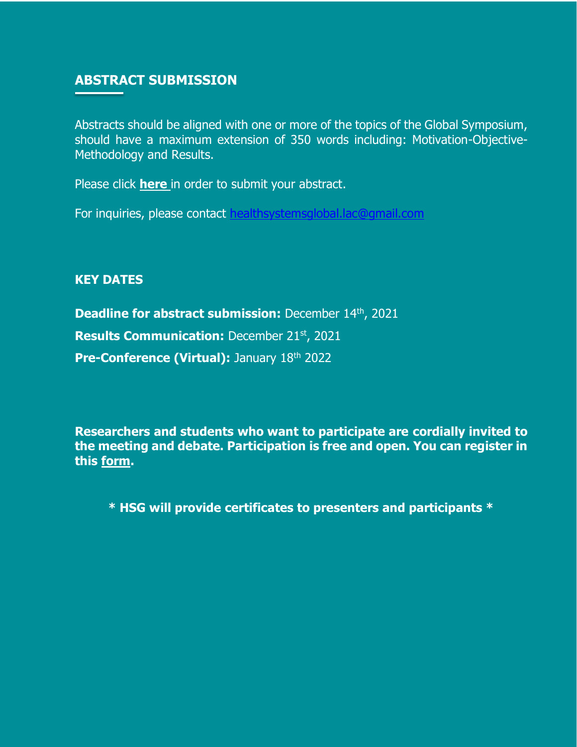## ABSTRACT SUBMISSION

Abstracts should be aligned with one or more of the topics of the Global Symposium, should have a maximum extension of 350 words including: Motivation-Objective-Methodology and Results.

Please click **here** in order to submit your abstract.

For inquiries, please contact healthsystemsglobal.lac@gmail.com

## KEY DATES

**Deadline for abstract submission:** December 14th, 2021

**Results Communication:** December 21st, 2021

**Pre-Conference (Virtual):** January 18th 2022

**Researchers and students who want to participate are cordially invited to the meeting and debate. Participation is free and open. You can register in this form.**

**\* HSG will provide certificates to presenters and participants \***